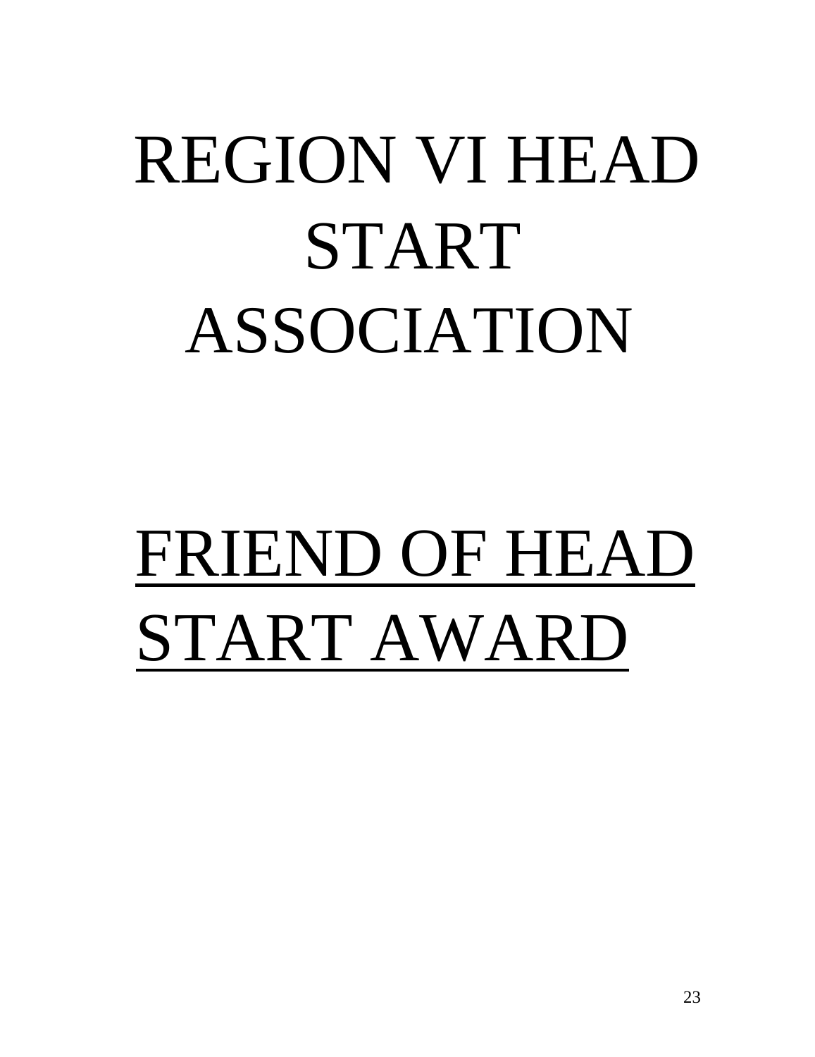# REGION VI HEAD START ASSOCIATION

## <u>FRIEND OF HEAD START AWARD</u>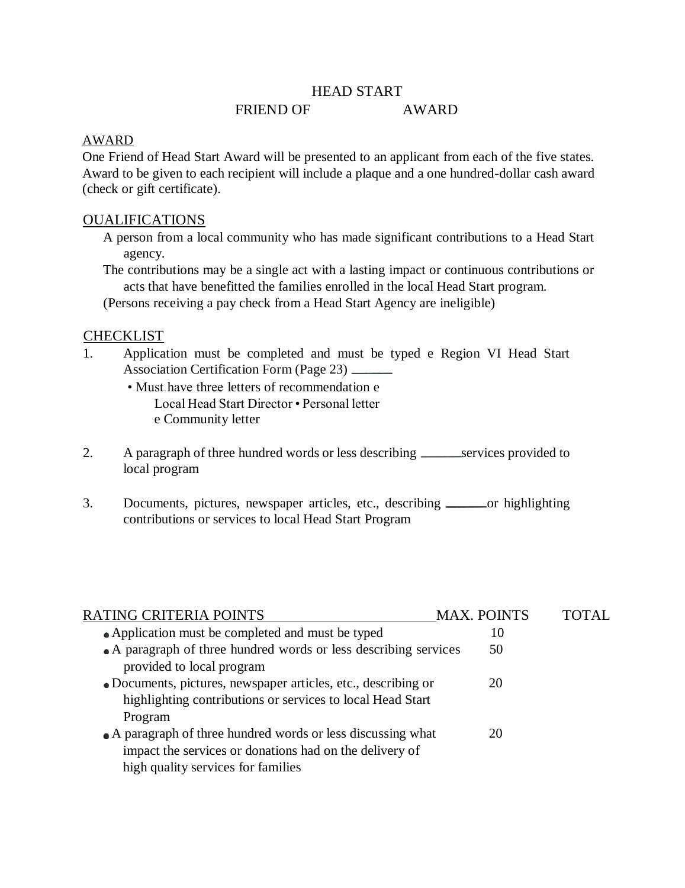# HEAD START
## FRIEND OF AWARD

AWARD

One Friend of Head Start Award will be presented to an applicant from each of the five states. Award to be given to each recipient will include a plaque and a one hundred-dollar cash award (check or gift certificate).

OUALIFICATIONS

A person from a local community who has made significant contributions to a Head Start agency.

The contributions may be a single act with a lasting impact or continuous contributions or acts that have benefitted the families enrolled in the local Head Start program.

(Persons receiving a pay check from a Head Start Agency are ineligible)

CHECKLIST

1. Application must be completed and must be typed e Region VI Head Start Association Certification Form (Page 23) ______
   - Must have three letters of recommendation e Local Head Start Director • Personal letter e Community letter

2. A paragraph of three hundred words or less describing ______services provided to local program

3. Documents, pictures, newspaper articles, etc., describing ______or highlighting contributions or services to local Head Start Program

| RATING CRITERIA POINTS | MAX. POINTS | TOTAL |
|---|---|---|
| • Application must be completed and must be typed | 10 | |
| • A paragraph of three hundred words or less describing services provided to local program | 50 | |
| • Documents, pictures, newspaper articles, etc., describing or highlighting contributions or services to local Head Start Program | 20 | |
| • A paragraph of three hundred words or less discussing what impact the services or donations had on the delivery of high quality services for families | 20 | |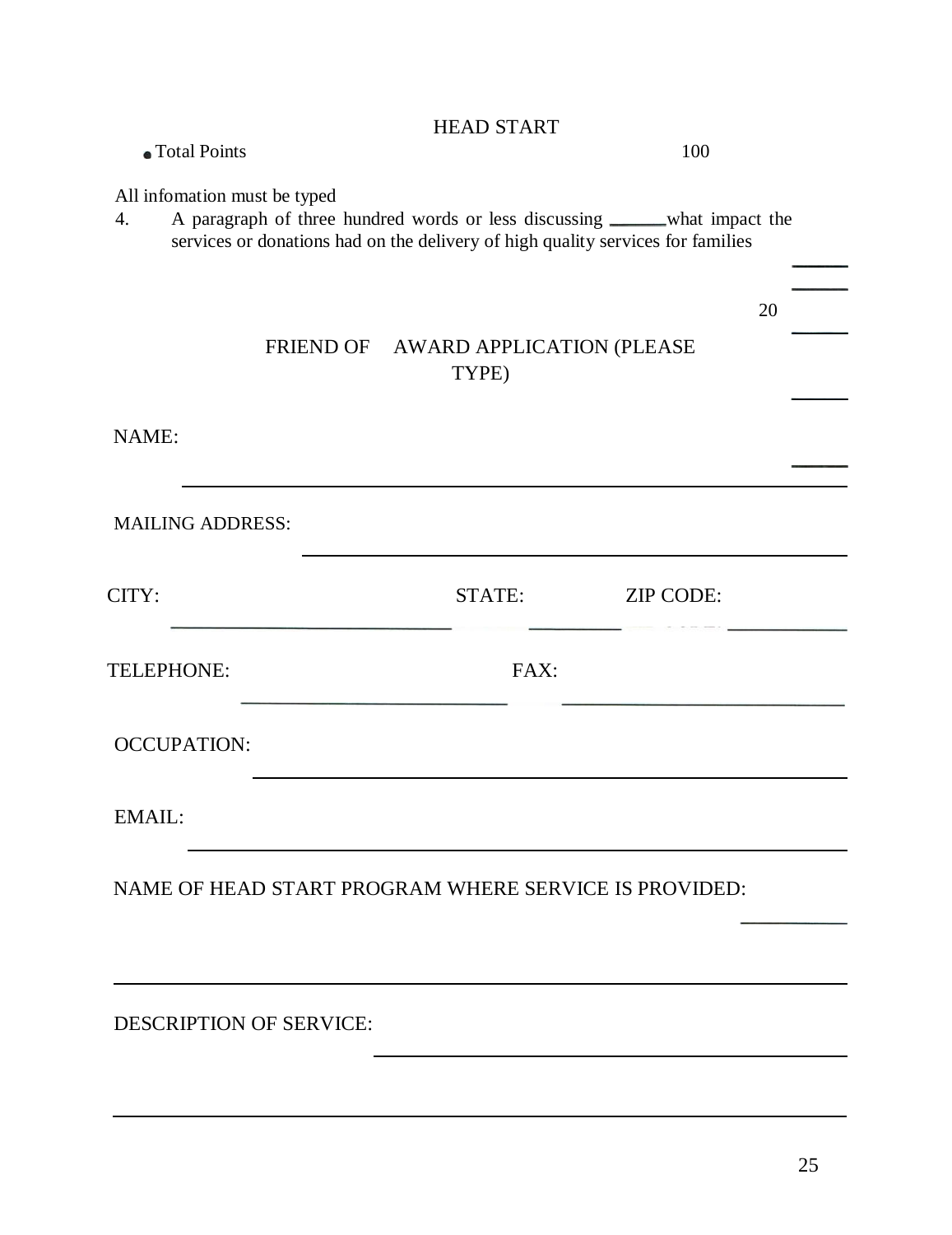HEAD START

- Total Points 100

All infomation must be typed

4. A paragraph of three hundred words or less discussing ______what impact the services or donations had on the delivery of high quality services for families

20

FRIEND OF AWARD APPLICATION (PLEASE TYPE)

NAME: ____________________________________________

MAILING ADDRESS: ____________________________________________

CITY: ______________________ STATE: __________ ZIP CODE: __________

TELEPHONE: ______________________ FAX: ______________________

OCCUPATION: ____________________________________________

EMAIL: ____________________________________________

NAME OF HEAD START PROGRAM WHERE SERVICE IS PROVIDED: __________

____________________________________________

DESCRIPTION OF SERVICE: ____________________________________________

____________________________________________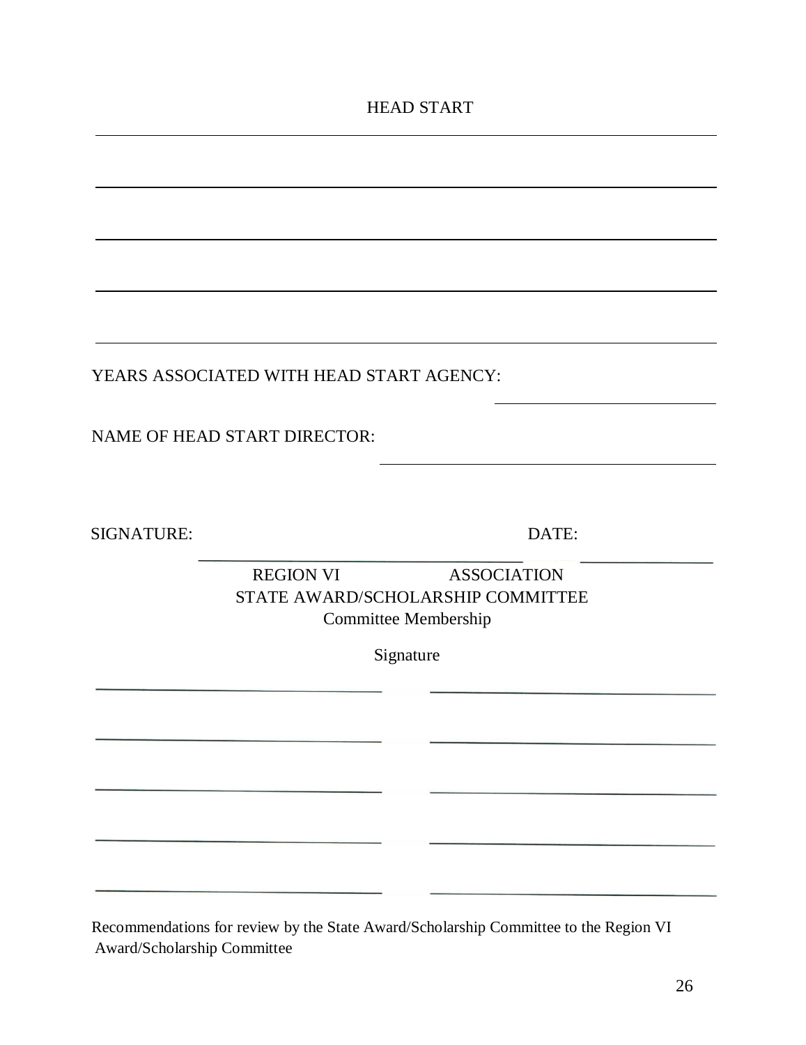HEAD START

______________________________________________________________________

______________________________________________________________________

______________________________________________________________________

______________________________________________________________________

______________________________________________________________________

YEARS ASSOCIATED WITH HEAD START AGENCY: ____________________

NAME OF HEAD START DIRECTOR: ______________________________

SIGNATURE: ______________________________ DATE: ______________

REGION VI ASSOCIATION
STATE AWARD/SCHOLARSHIP COMMITTEE
Committee Membership

Signature

______________________________ ______________________________

______________________________ ______________________________

______________________________ ______________________________

______________________________ ______________________________

______________________________ ______________________________

Recommendations for review by the State Award/Scholarship Committee to the Region VI Award/Scholarship Committee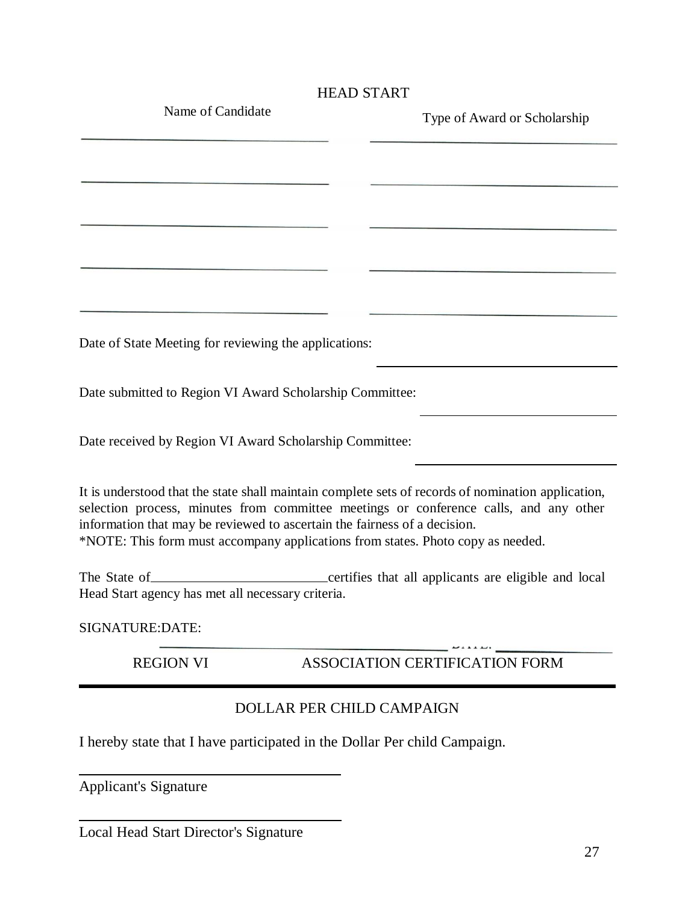HEAD START

| Name of Candidate | Type of Award or Scholarship |
| --- | --- |
| ______________________________ | ______________________________ |
| ______________________________ | ______________________________ |
| ______________________________ | ______________________________ |
| ______________________________ | ______________________________ |
| ______________________________ | ______________________________ |

Date of State Meeting for reviewing the applications: ______________________________

Date submitted to Region VI Award Scholarship Committee: ______________________________

Date received by Region VI Award Scholarship Committee: ______________________________

It is understood that the state shall maintain complete sets of records of nomination application, selection process, minutes from committee meetings or conference calls, and any other information that may be reviewed to ascertain the fairness of a decision.
*NOTE: This form must accompany applications from states. Photo copy as needed.

The State of ______________________________certifies that all applicants are eligible and local Head Start agency has met all necessary criteria.

SIGNATURE:DATE:

______________________________ DATE: ______________

REGION VI ASSOCIATION CERTIFICATION FORM

---

DOLLAR PER CHILD CAMPAIGN

I hereby state that I have participated in the Dollar Per child Campaign.

______________________________
Applicant's Signature

______________________________
Local Head Start Director's Signature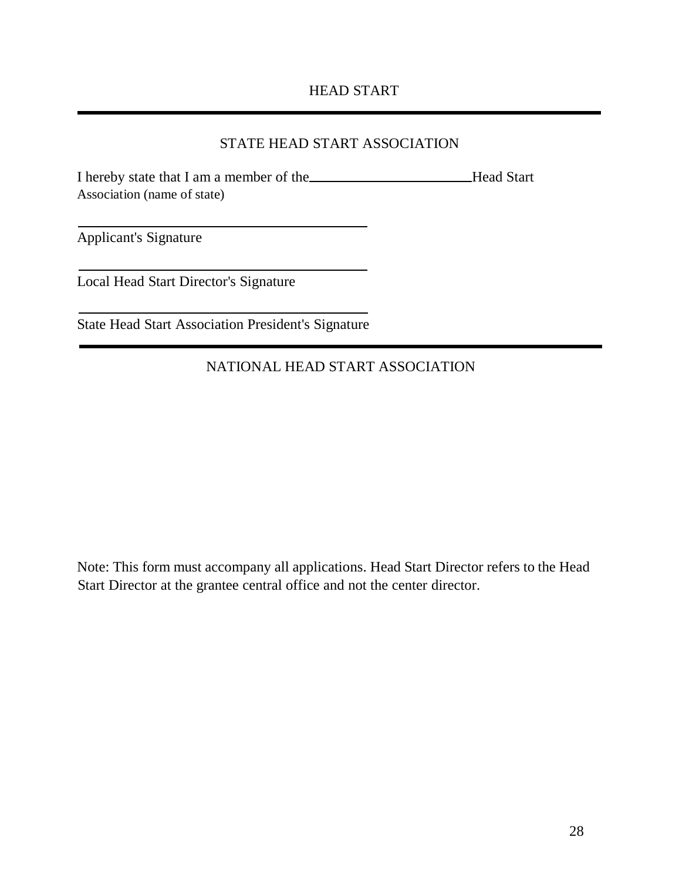# HEAD START

---

## STATE HEAD START ASSOCIATION

I hereby state that I am a member of the ______________________ Head Start Association (name of state)

______________________________________
Applicant's Signature

______________________________________
Local Head Start Director's Signature

______________________________________
State Head Start Association President's Signature

---

## NATIONAL HEAD START ASSOCIATION

Note: This form must accompany all applications. Head Start Director refers to the Head Start Director at the grantee central office and not the center director.